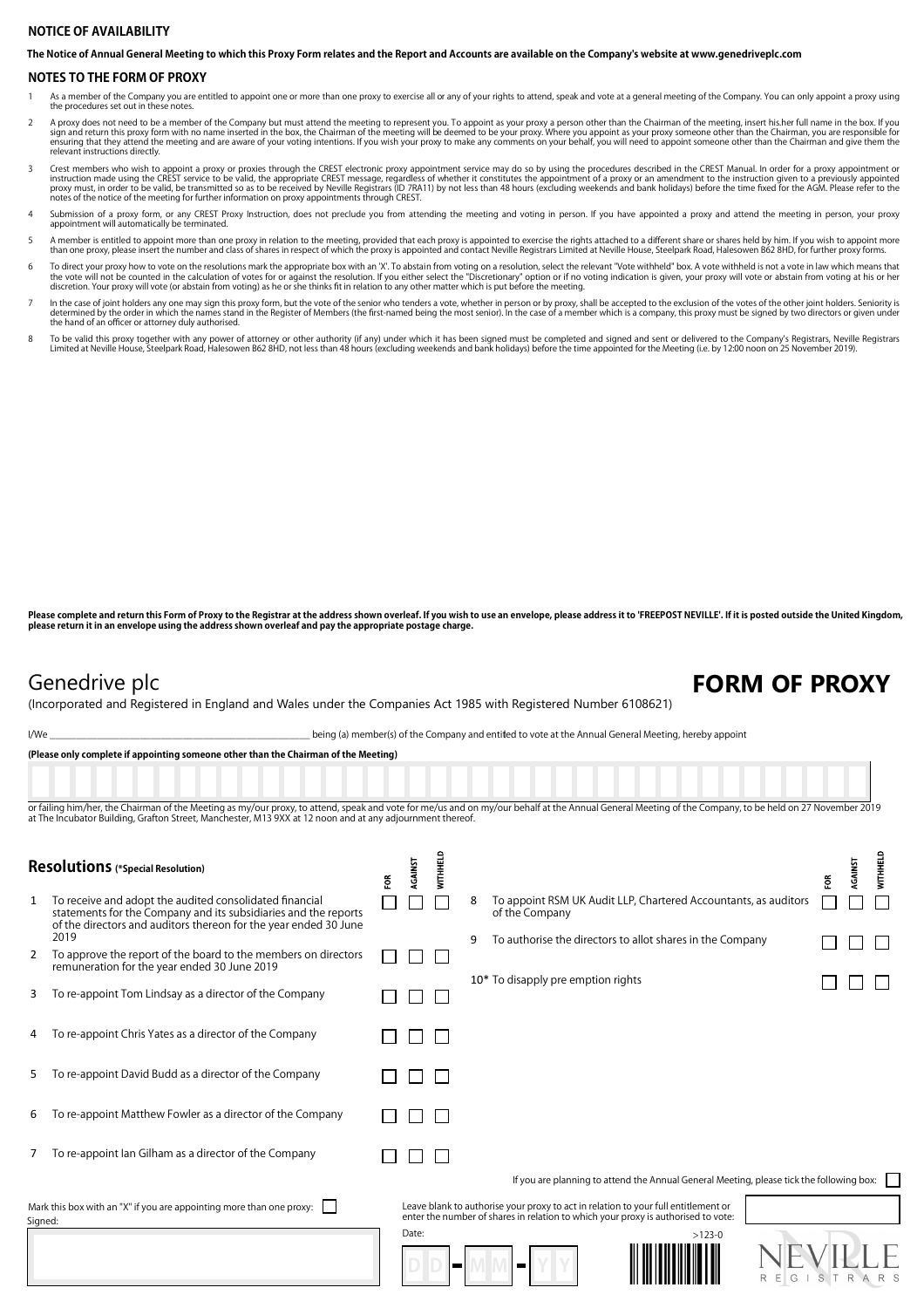## NOTICE OF AVAILABILITY

**The Notice of Annual General Meeting to which this Proxy Form relates and the Report and Accounts are available on the Company's website at www.genedriveplc.com**

## NOTES TO THE FORM OF PROXY

1. As a member of the Company you are entitled to appoint one or more than one proxy to exercise all or any of your rights to attend, speak and vote at a general meeting of the Company. You can only appoint a proxy using the procedures set out in these notes.
2. A proxy does not need to be a member of the Company but must attend the meeting to represent you. To appoint as your proxy a person other than the Chairman of the meeting, insert his.her full name in the box. If you sign and return this proxy form with no name inserted in the box, the Chairman of the meeting will be deemed to be your proxy. Where you appoint as your proxy someone other than the Chairman, you are responsible for ensuring that they attend the meeting and are aware of your voting intentions. If you wish your proxy to make any comments on your behalf, you will need to appoint someone other than the Chairman and give them the relevant instructions directly.
3. Crest members who wish to appoint a proxy or proxies through the CREST electronic proxy appointment service may do so by using the procedures described in the CREST Manual. In order for a proxy appointment or instruction made using the CREST service to be valid, the appropriate CREST message, regardless of whether it constitutes the appointment of a proxy or an amendment to the instruction given to a previously appointed proxy must, in order to be valid, be transmitted so as to be received by Neville Registrars (ID 7RA11) by not less than 48 hours (excluding weekends and bank holidays) before the time fixed for the AGM. Please refer to the notes of the notice of the meeting for further information on proxy appointments through CREST.
4. Submission of a proxy form, or any CREST Proxy Instruction, does not preclude you from attending the meeting and voting in person. If you have appointed a proxy and attend the meeting in person, your proxy appointment will automatically be terminated.
5. A member is entitled to appoint more than one proxy in relation to the meeting, provided that each proxy is appointed to exercise the rights attached to a different share or shares held by him. If you wish to appoint more than one proxy, please insert the number and class of shares in respect of which the proxy is appointed and contact Neville Registrars Limited at Neville House, Steelpark Road, Halesowen B62 8HD, for further proxy forms.
6. To direct your proxy how to vote on the resolutions mark the appropriate box with an 'X'. To abstain from voting on a resolution, select the relevant "Vote withheld" box. A vote withheld is not a vote in law which means that the vote will not be counted in the calculation of votes for or against the resolution. If you either select the "Discretionary" option or if no voting indication is given, your proxy will vote or abstain from voting at his or her discretion. Your proxy will vote (or abstain from voting) as he or she thinks fit in relation to any other matter which is put before the meeting.
7. In the case of joint holders any one may sign this proxy form, but the vote of the senior who tenders a vote, whether in person or by proxy, shall be accepted to the exclusion of the votes of the other joint holders. Seniority is determined by the order in which the names stand in the Register of Members (the first-named being the most senior). In the case of a member which is a company, this proxy must be signed by two directors or given under the hand of an officer or attorney duly authorised.
8. To be valid this proxy together with any power of attorney or other authority (if any) under which it has been signed must be completed and signed and sent or delivered to the Company's Registrars, Neville Registrars Limited at Neville House, Steelpark Road, Halesowen B62 8HD, not less than 48 hours (excluding weekends and bank holidays) before the time appointed for the Meeting (i.e. by 12:00 noon on 25 November 2019).

**Please complete and return this Form of Proxy to the Registrar at the address shown overleaf. If you wish to use an envelope, please address it to 'FREEPOST NEVILLE'. If it is posted outside the United Kingdom, please return it in an envelope using the address shown overleaf and pay the appropriate postage charge.**

# Genedrive plc

# FORM OF PROXY

(Incorporated and Registered in England and Wales under the Companies Act 1985 with Registered Number 6108621)

I/We ______________________________ being (a) member(s) of the Company and entitled to vote at the Annual General Meeting, hereby appoint

**(Please only complete if appointing someone other than the Chairman of the Meeting)**

or failing him/her, the Chairman of the Meeting as my/our proxy, to attend, speak and vote for me/us and on my/our behalf at the Annual General Meeting of the Company, to be held on 27 November 2019 at The Incubator Building, Grafton Street, Manchester, M13 9XX at 12 noon and at any adjournment thereof.

## Resolutions (*Special Resolution)

| | Resolution | FOR | AGAINST | WITHHELD |
|---|---|---|---|---|
| 1 | To receive and adopt the audited consolidated financial statements for the Company and its subsidiaries and the reports of the directors and auditors thereon for the year ended 30 June 2019 | ☐ | ☐ | ☐ |
| 2 | To approve the report of the board to the members on directors remuneration for the year ended 30 June 2019 | ☐ | ☐ | ☐ |
| 3 | To re-appoint Tom Lindsay as a director of the Company | ☐ | ☐ | ☐ |
| 4 | To re-appoint Chris Yates as a director of the Company | ☐ | ☐ | ☐ |
| 5 | To re-appoint David Budd as a director of the Company | ☐ | ☐ | ☐ |
| 6 | To re-appoint Matthew Fowler as a director of the Company | ☐ | ☐ | ☐ |
| 7 | To re-appoint Ian Gilham as a director of the Company | ☐ | ☐ | ☐ |
| 8 | To appoint RSM UK Audit LLP, Chartered Accountants, as auditors of the Company | ☐ | ☐ | ☐ |
| 9 | To authorise the directors to allot shares in the Company | ☐ | ☐ | ☐ |
| 10* | To disapply pre emption rights | ☐ | ☐ | ☐ |

If you are planning to attend the Annual General Meeting, please tick the following box: ☐

Mark this box with an "X" if you are appointing more than one proxy: ☐

Leave blank to authorise your proxy to act in relation to your full entitlement or enter the number of shares in relation to which your proxy is authorised to vote:

Signed:

Date: DD - MM - YY

>123-0

NEVILLE REGISTRARS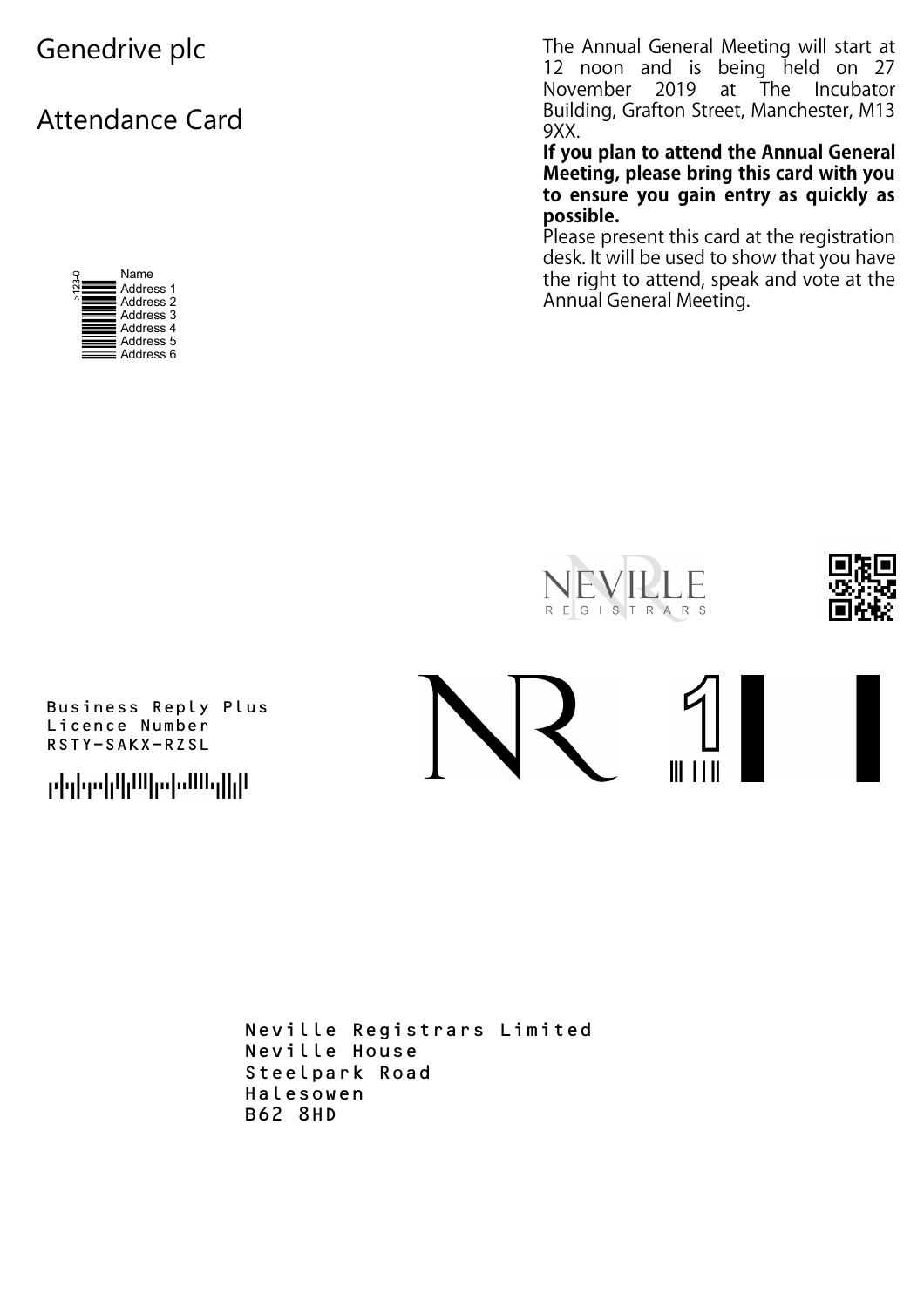# Genedrive plc

## Attendance Card

>123-0

Name
Address 1
Address 2
Address 3
Address 4
Address 5
Address 6

The Annual General Meeting will start at 12 noon and is being held on 27 November 2019 at The Incubator Building, Grafton Street, Manchester, M13 9XX.

**If you plan to attend the Annual General Meeting, please bring this card with you to ensure you gain entry as quickly as possible.**

Please present this card at the registration desk. It will be used to show that you have the right to attend, speak and vote at the Annual General Meeting.

NEVILLE
REGISTRARS

Business Reply Plus
Licence Number
RSTY-SAKX-RZSL

NR 1

Neville Registrars Limited
Neville House
Steelpark Road
Halesowen
B62 8HD